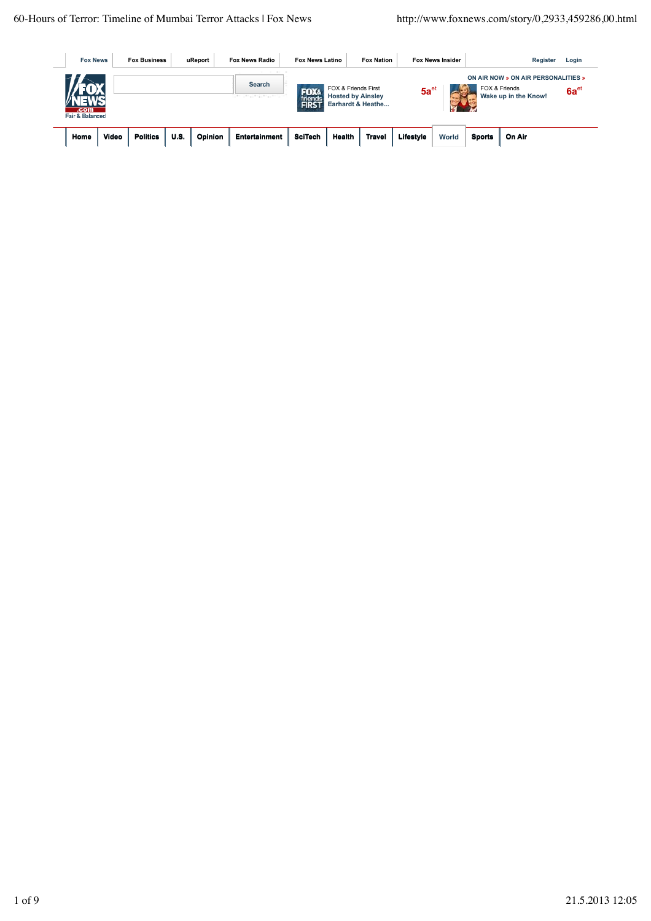Fox News | Fox Business | uReport | Fox News Radio | Fox News Latino | Fox Nation | Fox News Insider | Register | Login

Search

FOX & Friends First
Hosted by Ainsley Earhardt & Heathe...
5a et

ON AIR NOW » ON AIR PERSONALITIES »

FOX & Friends
Wake up in the Know!
6a et

Home | Video | Politics | U.S. | Opinion | Entertainment | SciTech | Health | Travel | Lifestyle | World | Sports | On Air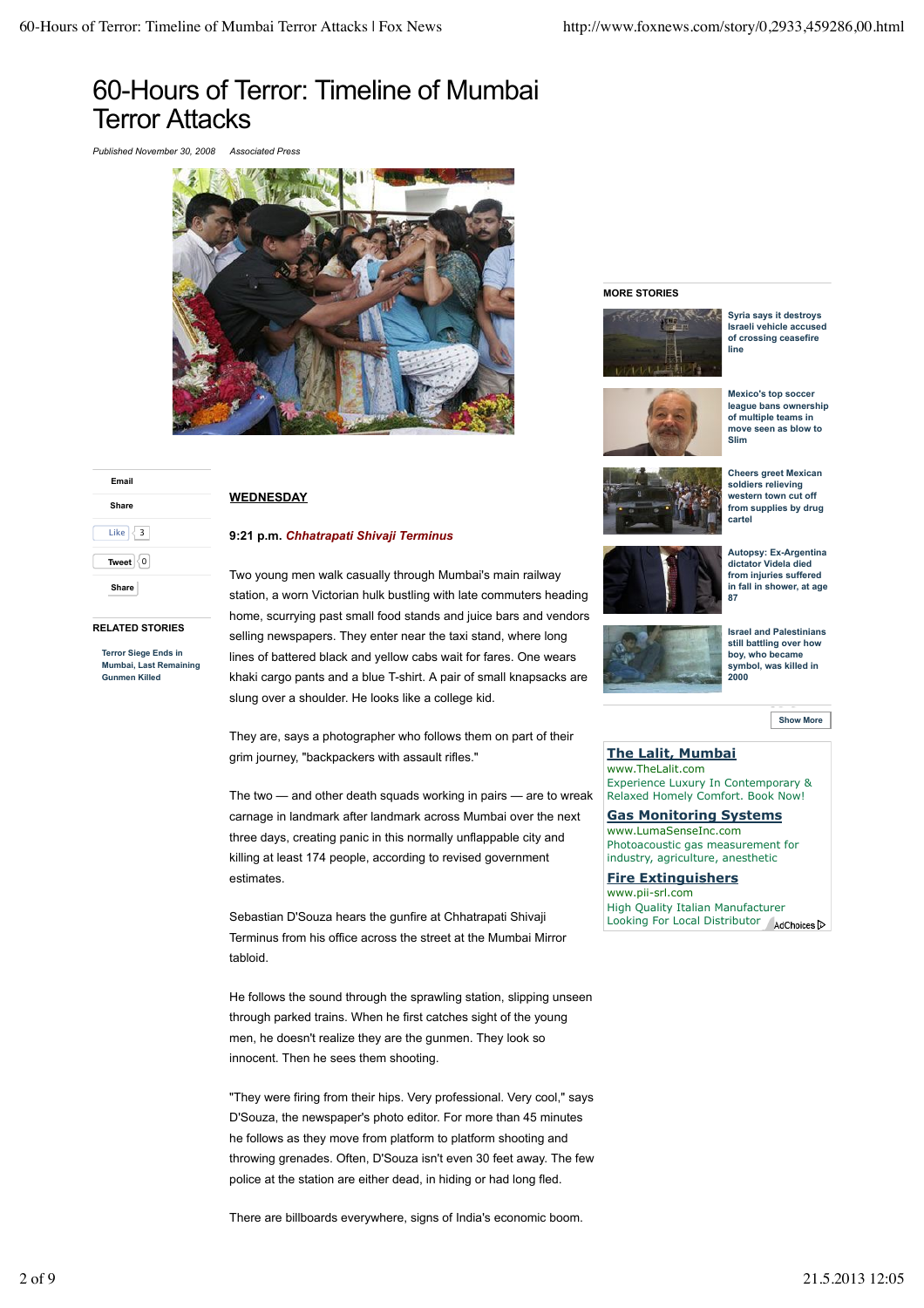# 60-Hours of Terror: Timeline of Mumbai Terror Attacks

*Published November 30, 2008* *Associated Press*

**WEDNESDAY**

**9:21 p.m.** ***Chhatrapati Shivaji Terminus***

Two young men walk casually through Mumbai's main railway station, a worn Victorian hulk bustling with late commuters heading home, scurrying past small food stands and juice bars and vendors selling newspapers. They enter near the taxi stand, where long lines of battered black and yellow cabs wait for fares. One wears khaki cargo pants and a blue T-shirt. A pair of small knapsacks are slung over a shoulder. He looks like a college kid.

They are, says a photographer who follows them on part of their grim journey, "backpackers with assault rifles."

The two — and other death squads working in pairs — are to wreak carnage in landmark after landmark across Mumbai over the next three days, creating panic in this normally unflappable city and killing at least 174 people, according to revised government estimates.

Sebastian D'Souza hears the gunfire at Chhatrapati Shivaji Terminus from his office across the street at the Mumbai Mirror tabloid.

He follows the sound through the sprawling station, slipping unseen through parked trains. When he first catches sight of the young men, he doesn't realize they are the gunmen. They look so innocent. Then he sees them shooting.

"They were firing from their hips. Very professional. Very cool," says D'Souza, the newspaper's photo editor. For more than 45 minutes he follows as they move from platform to platform shooting and throwing grenades. Often, D'Souza isn't even 30 feet away. The few police at the station are either dead, in hiding or had long fled.

There are billboards everywhere, signs of India's economic boom.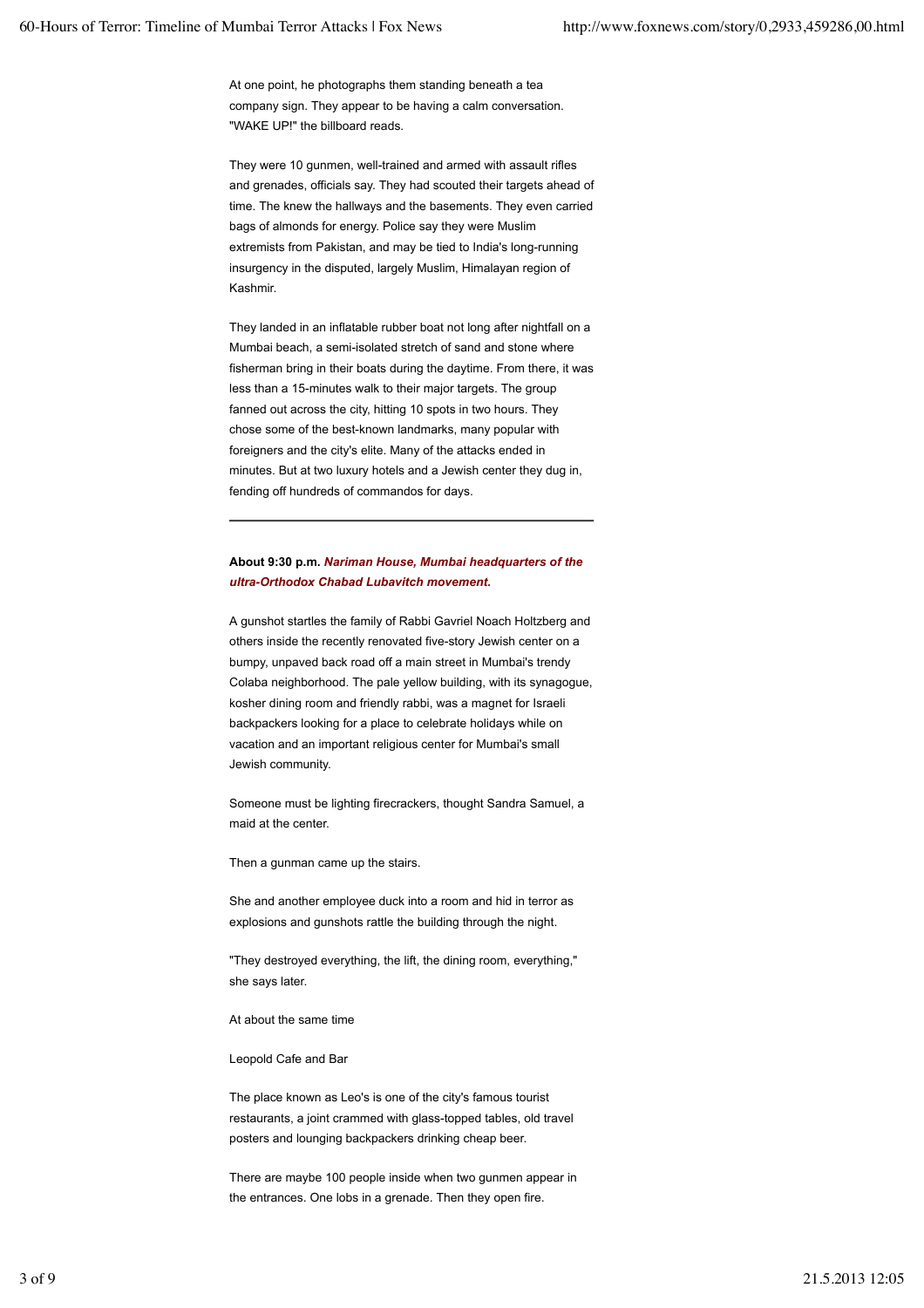At one point, he photographs them standing beneath a tea company sign. They appear to be having a calm conversation. "WAKE UP!" the billboard reads.

They were 10 gunmen, well-trained and armed with assault rifles and grenades, officials say. They had scouted their targets ahead of time. The knew the hallways and the basements. They even carried bags of almonds for energy. Police say they were Muslim extremists from Pakistan, and may be tied to India's long-running insurgency in the disputed, largely Muslim, Himalayan region of Kashmir.

They landed in an inflatable rubber boat not long after nightfall on a Mumbai beach, a semi-isolated stretch of sand and stone where fisherman bring in their boats during the daytime. From there, it was less than a 15-minutes walk to their major targets. The group fanned out across the city, hitting 10 spots in two hours. They chose some of the best-known landmarks, many popular with foreigners and the city's elite. Many of the attacks ended in minutes. But at two luxury hotels and a Jewish center they dug in, fending off hundreds of commandos for days.

---

**About 9:30 p.m.** ***Nariman House, Mumbai headquarters of the ultra-Orthodox Chabad Lubavitch movement.***

A gunshot startles the family of Rabbi Gavriel Noach Holtzberg and others inside the recently renovated five-story Jewish center on a bumpy, unpaved back road off a main street in Mumbai's trendy Colaba neighborhood. The pale yellow building, with its synagogue, kosher dining room and friendly rabbi, was a magnet for Israeli backpackers looking for a place to celebrate holidays while on vacation and an important religious center for Mumbai's small Jewish community.

Someone must be lighting firecrackers, thought Sandra Samuel, a maid at the center.

Then a gunman came up the stairs.

She and another employee duck into a room and hid in terror as explosions and gunshots rattle the building through the night.

"They destroyed everything, the lift, the dining room, everything," she says later.

At about the same time

Leopold Cafe and Bar

The place known as Leo's is one of the city's famous tourist restaurants, a joint crammed with glass-topped tables, old travel posters and lounging backpackers drinking cheap beer.

There are maybe 100 people inside when two gunmen appear in the entrances. One lobs in a grenade. Then they open fire.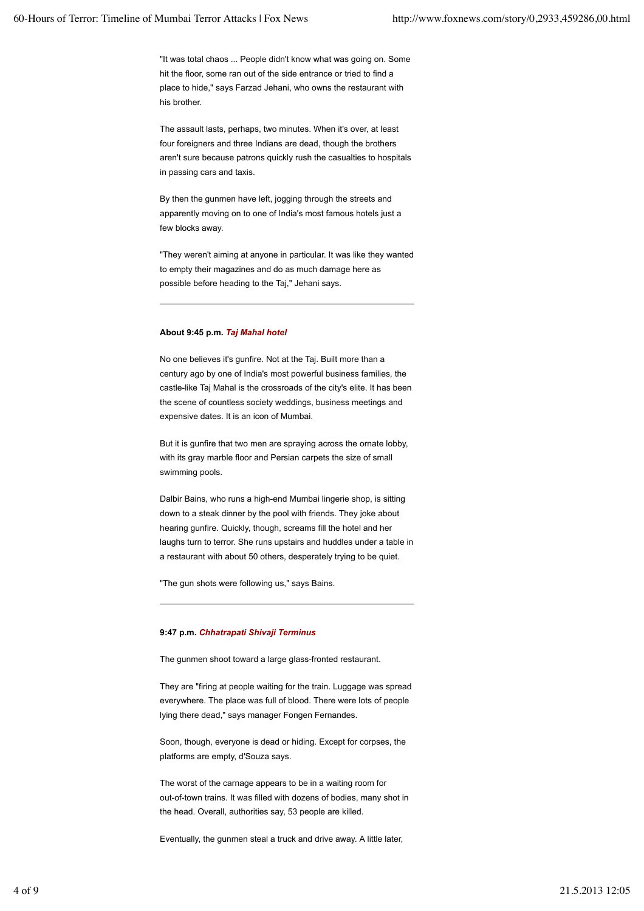"It was total chaos ... People didn't know what was going on. Some hit the floor, some ran out of the side entrance or tried to find a place to hide," says Farzad Jehani, who owns the restaurant with his brother.

The assault lasts, perhaps, two minutes. When it's over, at least four foreigners and three Indians are dead, though the brothers aren't sure because patrons quickly rush the casualties to hospitals in passing cars and taxis.

By then the gunmen have left, jogging through the streets and apparently moving on to one of India's most famous hotels just a few blocks away.

"They weren't aiming at anyone in particular. It was like they wanted to empty their magazines and do as much damage here as possible before heading to the Taj," Jehani says.

---

**About 9:45 p.m.** ***Taj Mahal hotel***

No one believes it's gunfire. Not at the Taj. Built more than a century ago by one of India's most powerful business families, the castle-like Taj Mahal is the crossroads of the city's elite. It has been the scene of countless society weddings, business meetings and expensive dates. It is an icon of Mumbai.

But it is gunfire that two men are spraying across the ornate lobby, with its gray marble floor and Persian carpets the size of small swimming pools.

Dalbir Bains, who runs a high-end Mumbai lingerie shop, is sitting down to a steak dinner by the pool with friends. They joke about hearing gunfire. Quickly, though, screams fill the hotel and her laughs turn to terror. She runs upstairs and huddles under a table in a restaurant with about 50 others, desperately trying to be quiet.

"The gun shots were following us," says Bains.

---

**9:47 p.m.** ***Chhatrapati Shivaji Terminus***

The gunmen shoot toward a large glass-fronted restaurant.

They are "firing at people waiting for the train. Luggage was spread everywhere. The place was full of blood. There were lots of people lying there dead," says manager Fongen Fernandes.

Soon, though, everyone is dead or hiding. Except for corpses, the platforms are empty, d'Souza says.

The worst of the carnage appears to be in a waiting room for out-of-town trains. It was filled with dozens of bodies, many shot in the head. Overall, authorities say, 53 people are killed.

Eventually, the gunmen steal a truck and drive away. A little later,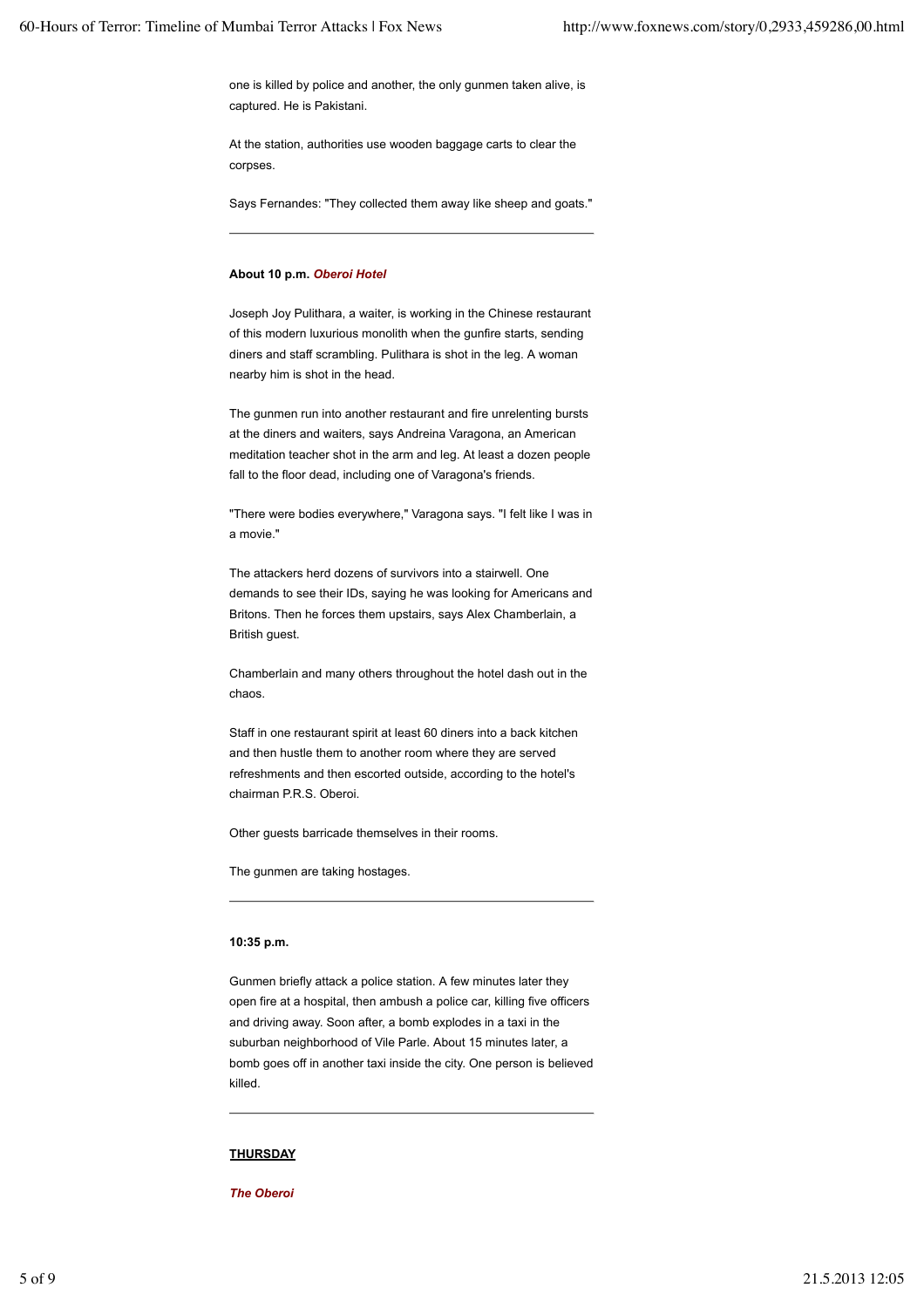one is killed by police and another, the only gunmen taken alive, is captured. He is Pakistani.

At the station, authorities use wooden baggage carts to clear the corpses.

Says Fernandes: "They collected them away like sheep and goats."

---

**About 10 p.m.** ***Oberoi Hotel***

Joseph Joy Pulithara, a waiter, is working in the Chinese restaurant of this modern luxurious monolith when the gunfire starts, sending diners and staff scrambling. Pulithara is shot in the leg. A woman nearby him is shot in the head.

The gunmen run into another restaurant and fire unrelenting bursts at the diners and waiters, says Andreina Varagona, an American meditation teacher shot in the arm and leg. At least a dozen people fall to the floor dead, including one of Varagona's friends.

"There were bodies everywhere," Varagona says. "I felt like I was in a movie."

The attackers herd dozens of survivors into a stairwell. One demands to see their IDs, saying he was looking for Americans and Britons. Then he forces them upstairs, says Alex Chamberlain, a British guest.

Chamberlain and many others throughout the hotel dash out in the chaos.

Staff in one restaurant spirit at least 60 diners into a back kitchen and then hustle them to another room where they are served refreshments and then escorted outside, according to the hotel's chairman P.R.S. Oberoi.

Other guests barricade themselves in their rooms.

The gunmen are taking hostages.

---

**10:35 p.m.**

Gunmen briefly attack a police station. A few minutes later they open fire at a hospital, then ambush a police car, killing five officers and driving away. Soon after, a bomb explodes in a taxi in the suburban neighborhood of Vile Parle. About 15 minutes later, a bomb goes off in another taxi inside the city. One person is believed killed.

---

**THURSDAY**

***The Oberoi***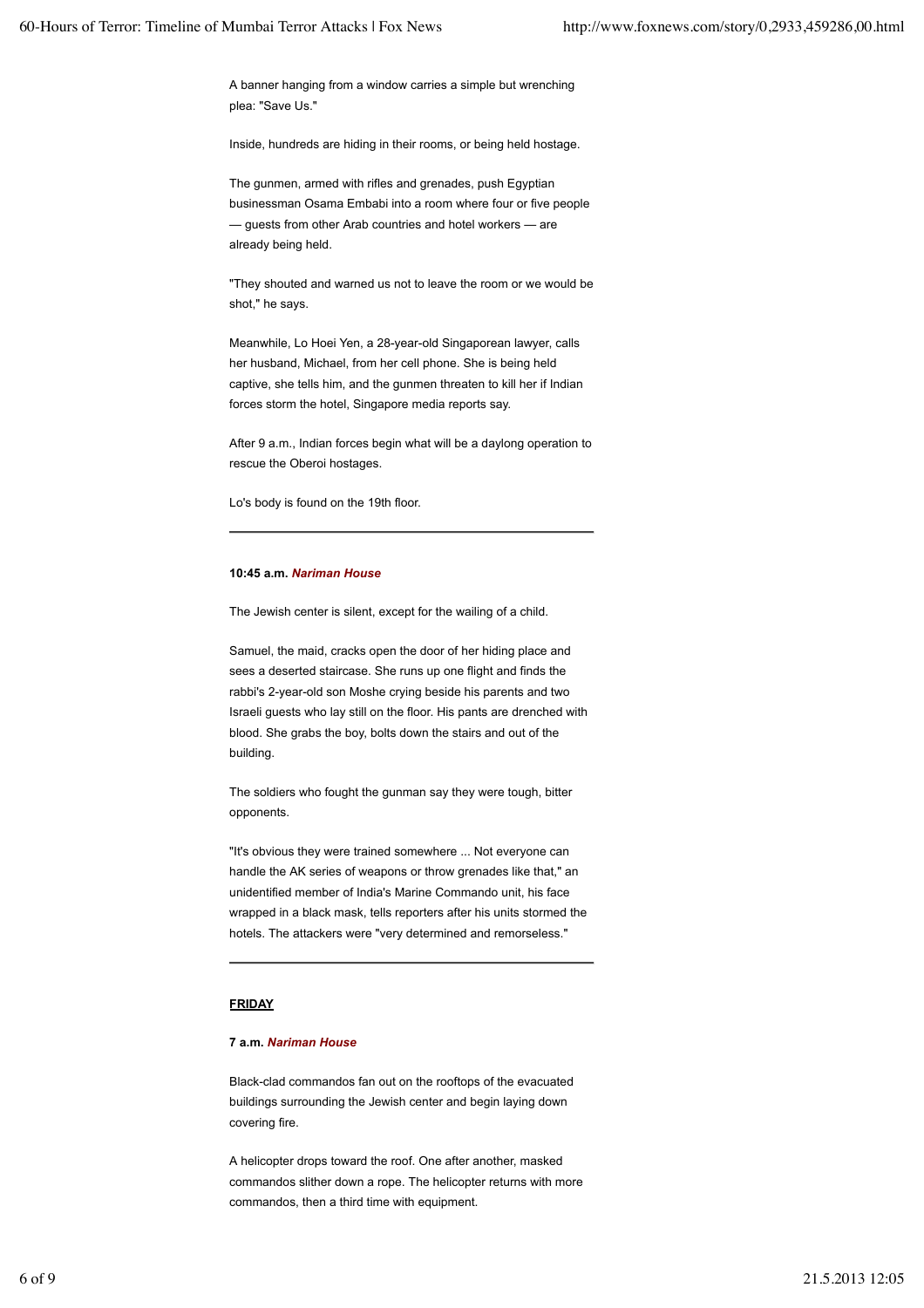A banner hanging from a window carries a simple but wrenching plea: "Save Us."

Inside, hundreds are hiding in their rooms, or being held hostage.

The gunmen, armed with rifles and grenades, push Egyptian businessman Osama Embabi into a room where four or five people — guests from other Arab countries and hotel workers — are already being held.

"They shouted and warned us not to leave the room or we would be shot," he says.

Meanwhile, Lo Hoei Yen, a 28-year-old Singaporean lawyer, calls her husband, Michael, from her cell phone. She is being held captive, she tells him, and the gunmen threaten to kill her if Indian forces storm the hotel, Singapore media reports say.

After 9 a.m., Indian forces begin what will be a daylong operation to rescue the Oberoi hostages.

Lo's body is found on the 19th floor.

---

**10:45 a.m.** ***Nariman House***

The Jewish center is silent, except for the wailing of a child.

Samuel, the maid, cracks open the door of her hiding place and sees a deserted staircase. She runs up one flight and finds the rabbi's 2-year-old son Moshe crying beside his parents and two Israeli guests who lay still on the floor. His pants are drenched with blood. She grabs the boy, bolts down the stairs and out of the building.

The soldiers who fought the gunman say they were tough, bitter opponents.

"It's obvious they were trained somewhere ... Not everyone can handle the AK series of weapons or throw grenades like that," an unidentified member of India's Marine Commando unit, his face wrapped in a black mask, tells reporters after his units stormed the hotels. The attackers were "very determined and remorseless."

---

**FRIDAY**

**7 a.m.** ***Nariman House***

Black-clad commandos fan out on the rooftops of the evacuated buildings surrounding the Jewish center and begin laying down covering fire.

A helicopter drops toward the roof. One after another, masked commandos slither down a rope. The helicopter returns with more commandos, then a third time with equipment.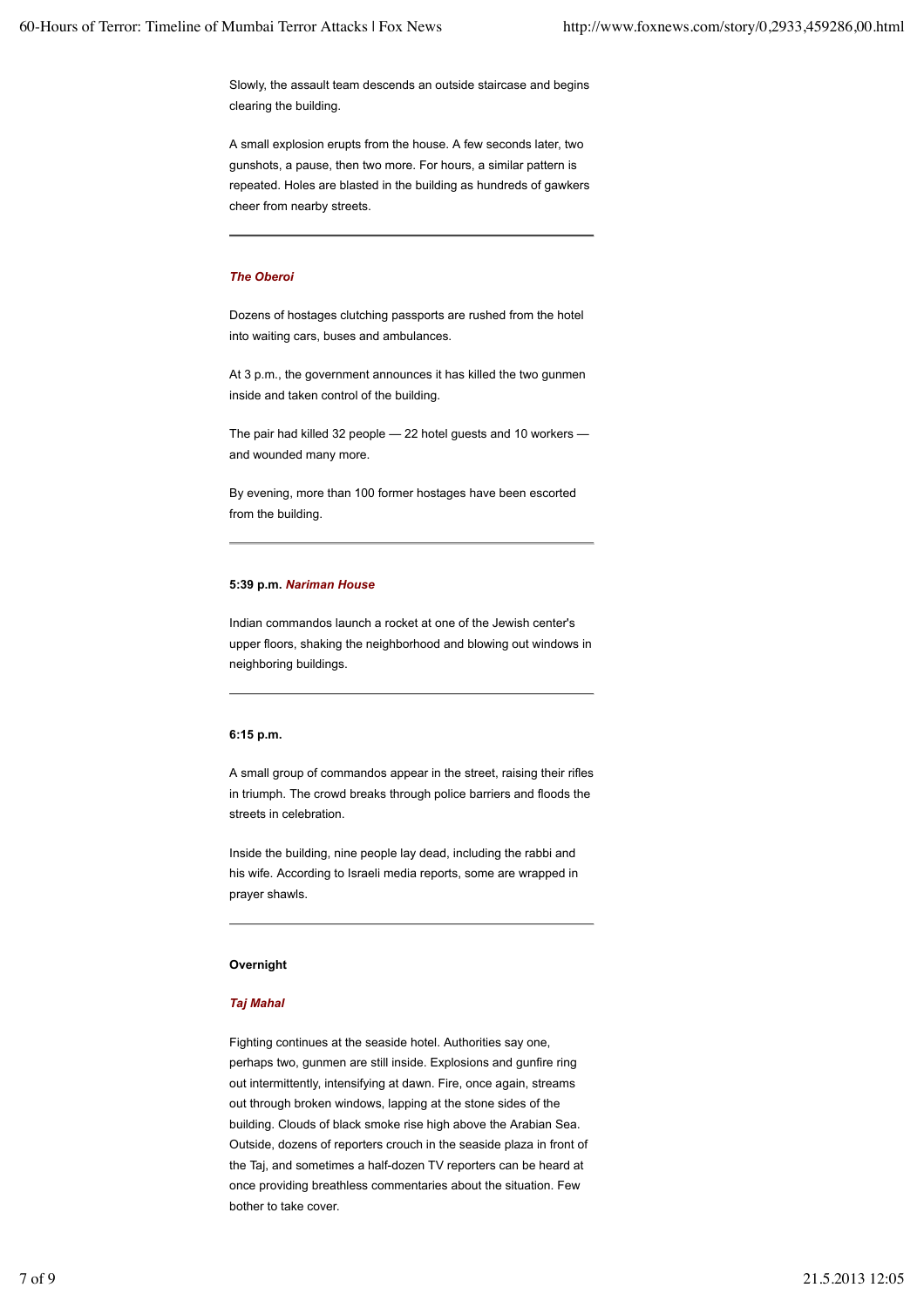Slowly, the assault team descends an outside staircase and begins clearing the building.

A small explosion erupts from the house. A few seconds later, two gunshots, a pause, then two more. For hours, a similar pattern is repeated. Holes are blasted in the building as hundreds of gawkers cheer from nearby streets.

---

***The Oberoi***

Dozens of hostages clutching passports are rushed from the hotel into waiting cars, buses and ambulances.

At 3 p.m., the government announces it has killed the two gunmen inside and taken control of the building.

The pair had killed 32 people — 22 hotel guests and 10 workers — and wounded many more.

By evening, more than 100 former hostages have been escorted from the building.

---

**5:39 p.m.** ***Nariman House***

Indian commandos launch a rocket at one of the Jewish center's upper floors, shaking the neighborhood and blowing out windows in neighboring buildings.

---

**6:15 p.m.**

A small group of commandos appear in the street, raising their rifles in triumph. The crowd breaks through police barriers and floods the streets in celebration.

Inside the building, nine people lay dead, including the rabbi and his wife. According to Israeli media reports, some are wrapped in prayer shawls.

---

**Overnight**

***Taj Mahal***

Fighting continues at the seaside hotel. Authorities say one, perhaps two, gunmen are still inside. Explosions and gunfire ring out intermittently, intensifying at dawn. Fire, once again, streams out through broken windows, lapping at the stone sides of the building. Clouds of black smoke rise high above the Arabian Sea. Outside, dozens of reporters crouch in the seaside plaza in front of the Taj, and sometimes a half-dozen TV reporters can be heard at once providing breathless commentaries about the situation. Few bother to take cover.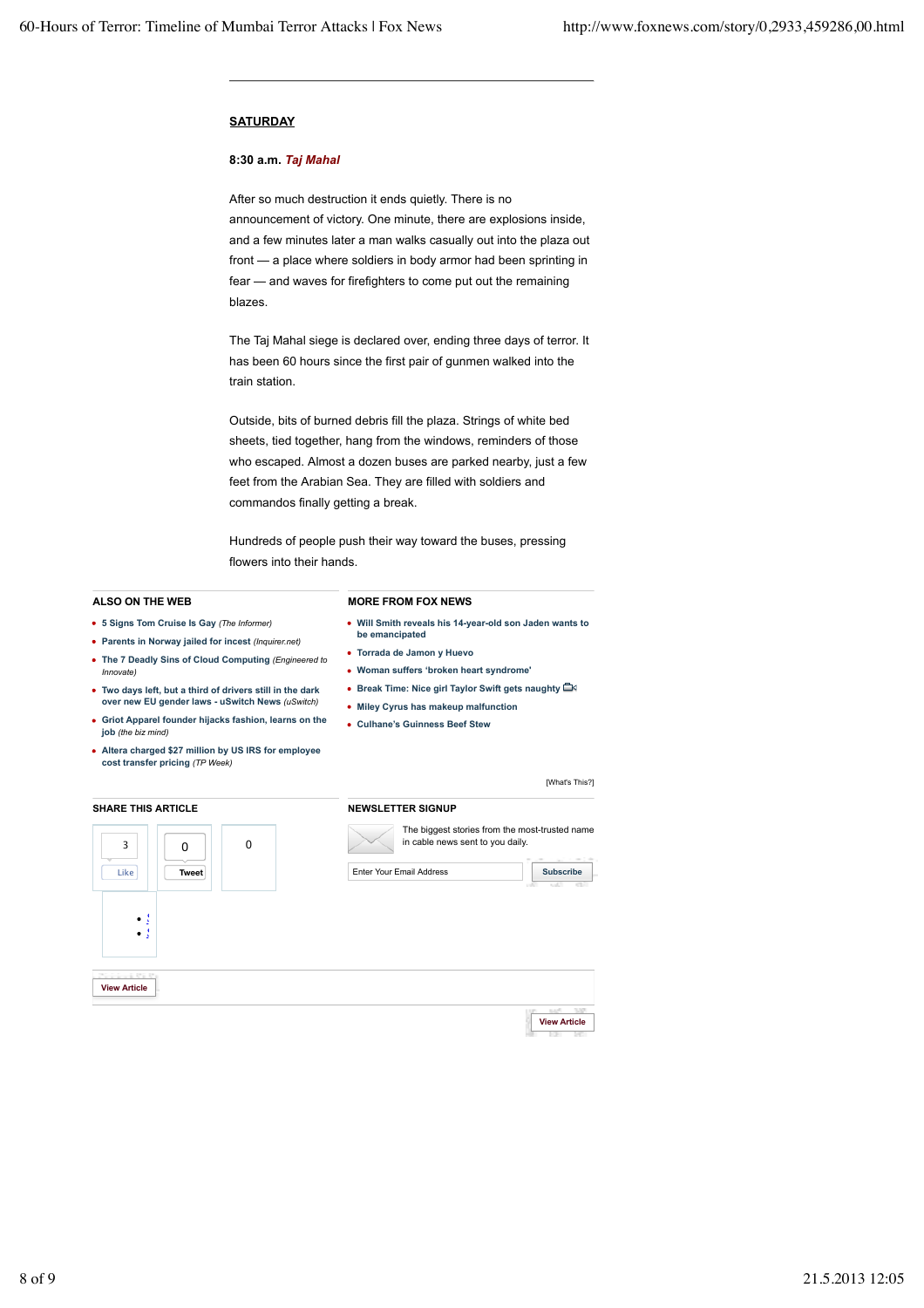## SATURDAY

**8:30 a.m.** ***Taj Mahal***

After so much destruction it ends quietly. There is no announcement of victory. One minute, there are explosions inside, and a few minutes later a man walks casually out into the plaza out front — a place where soldiers in body armor had been sprinting in fear — and waves for firefighters to come put out the remaining blazes.

The Taj Mahal siege is declared over, ending three days of terror. It has been 60 hours since the first pair of gunmen walked into the train station.

Outside, bits of burned debris fill the plaza. Strings of white bed sheets, tied together, hang from the windows, reminders of those who escaped. Almost a dozen buses are parked nearby, just a few feet from the Arabian Sea. They are filled with soldiers and commandos finally getting a break.

Hundreds of people push their way toward the buses, pressing flowers into their hands.

### ALSO ON THE WEB

- **5 Signs Tom Cruise Is Gay** *(The Informer)*
- **Parents in Norway jailed for incest** *(Inquirer.net)*
- **The 7 Deadly Sins of Cloud Computing** *(Engineered to Innovate)*
- **Two days left, but a third of drivers still in the dark over new EU gender laws - uSwitch News** *(uSwitch)*
- **Griot Apparel founder hijacks fashion, learns on the job** *(the biz mind)*
- **Altera charged $27 million by US IRS for employee cost transfer pricing** *(TP Week)*

### MORE FROM FOX NEWS

- **Will Smith reveals his 14-year-old son Jaden wants to be emancipated**
- **Torrada de Jamon y Huevo**
- **Woman suffers 'broken heart syndrome'**
- **Break Time: Nice girl Taylor Swift gets naughty**
- **Miley Cyrus has makeup malfunction**
- **Culhane's Guinness Beef Stew**

[What's This?]

### SHARE THIS ARTICLE

3 Like | 0 Tweet | 0

### NEWSLETTER SIGNUP

The biggest stories from the most-trusted name in cable news sent to you daily.

Enter Your Email Address | Subscribe

View Article

View Article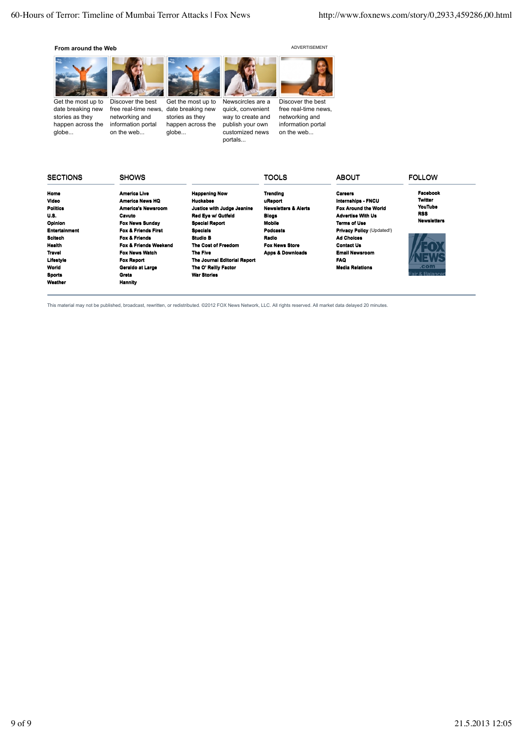**From around the Web**

ADVERTISEMENT

Get the most up to date breaking new stories as they happen across the globe...

Discover the best free real-time news, networking and information portal on the web...

Get the most up to date breaking new stories as they happen across the globe...

Newscircles are a quick, convenient way to create and publish your own customized news portals...

Discover the best free real-time news, networking and information portal on the web...

## SECTIONS

- Home
- Video
- Politics
- U.S.
- Opinion
- Entertainment
- Scitech
- Health
- Travel
- Lifestyle
- World
- Sports
- Weather

## SHOWS

- America Live
- America News HQ
- America's Newsroom
- Cavuto
- Fox News Sunday
- Fox & Friends First
- Fox & Friends
- Fox & Friends Weekend
- Fox News Watch
- Fox Report
- Geraldo at Large
- Greta
- Hannity
- Happening Now
- Huckabee
- Justice with Judge Jeanine
- Red Eye w/ Gutfeld
- Special Report
- Specials
- Studio B
- The Cost of Freedom
- The Five
- The Journal Editorial Report
- The O' Reilly Factor
- War Stories

## TOOLS

- Trending
- uReport
- Newsletters & Alerts
- Blogs
- Mobile
- Podcasts
- Radio
- Fox News Store
- Apps & Downloads

## ABOUT

- Careers
- Internships - FNCU
- Fox Around the World
- Advertise With Us
- Terms of Use
- Privacy Policy (Updated!)
- Ad Choices
- Contact Us
- Email Newsroom
- FAQ
- Media Relations

## FOLLOW

- Facebook
- Twitter
- YouTube
- RSS
- Newsletters

This material may not be published, broadcast, rewritten, or redistributed. ©2012 FOX News Network, LLC. All rights reserved. All market data delayed 20 minutes.